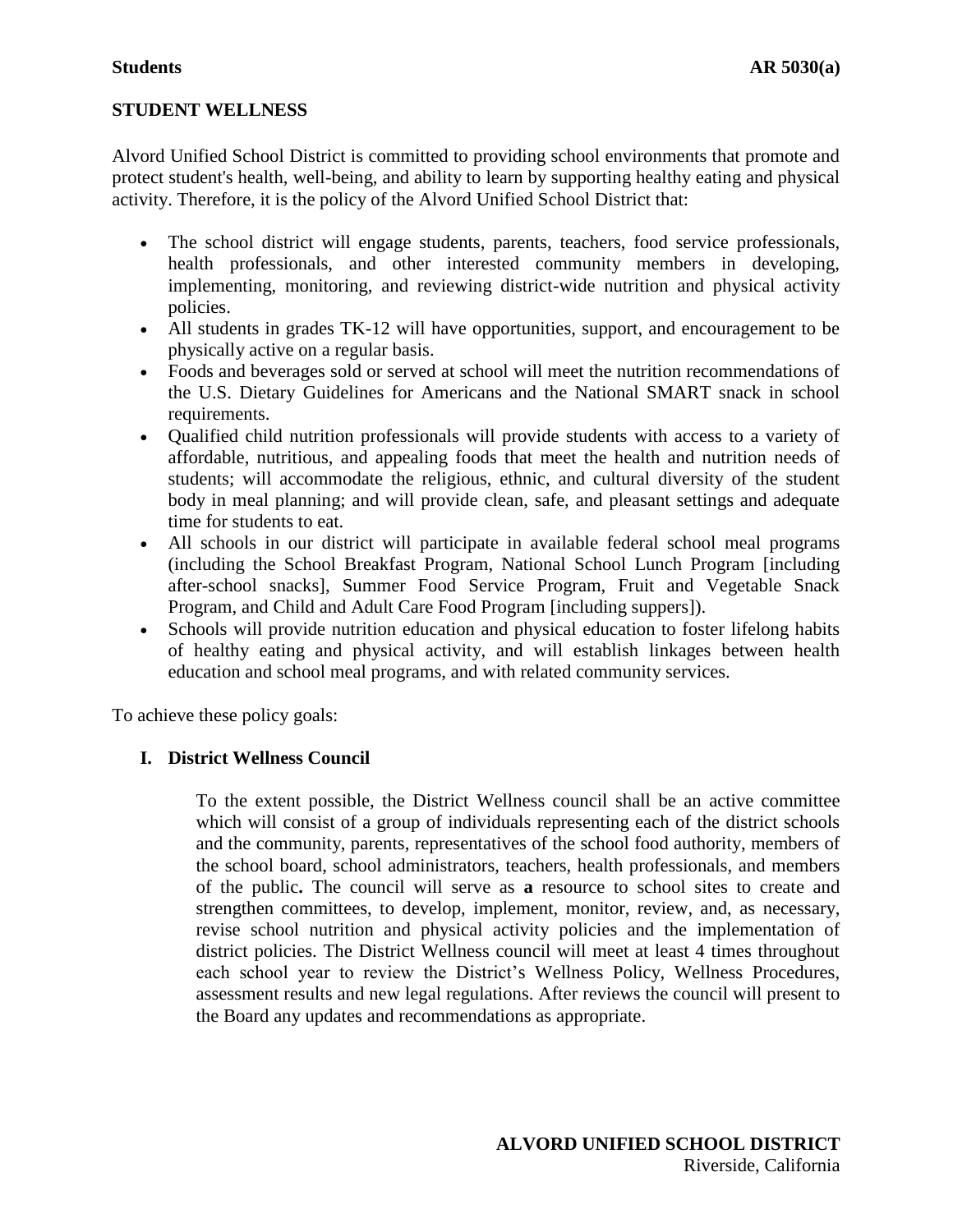**Students** **AR 5030(a)**

## STUDENT WELLNESS

Alvord Unified School District is committed to providing school environments that promote and protect student's health, well-being, and ability to learn by supporting healthy eating and physical activity. Therefore, it is the policy of the Alvord Unified School District that:

- The school district will engage students, parents, teachers, food service professionals, health professionals, and other interested community members in developing, implementing, monitoring, and reviewing district-wide nutrition and physical activity policies.
- All students in grades TK-12 will have opportunities, support, and encouragement to be physically active on a regular basis.
- Foods and beverages sold or served at school will meet the nutrition recommendations of the U.S. Dietary Guidelines for Americans and the National SMART snack in school requirements.
- Qualified child nutrition professionals will provide students with access to a variety of affordable, nutritious, and appealing foods that meet the health and nutrition needs of students; will accommodate the religious, ethnic, and cultural diversity of the student body in meal planning; and will provide clean, safe, and pleasant settings and adequate time for students to eat.
- All schools in our district will participate in available federal school meal programs (including the School Breakfast Program, National School Lunch Program [including after-school snacks], Summer Food Service Program, Fruit and Vegetable Snack Program, and Child and Adult Care Food Program [including suppers]).
- Schools will provide nutrition education and physical education to foster lifelong habits of healthy eating and physical activity, and will establish linkages between health education and school meal programs, and with related community services.

To achieve these policy goals:

### I. District Wellness Council

To the extent possible, the District Wellness council shall be an active committee which will consist of a group of individuals representing each of the district schools and the community, parents, representatives of the school food authority, members of the school board, school administrators, teachers, health professionals, and members of the public**.** The council will serve as **a** resource to school sites to create and strengthen committees, to develop, implement, monitor, review, and, as necessary, revise school nutrition and physical activity policies and the implementation of district policies. The District Wellness council will meet at least 4 times throughout each school year to review the District's Wellness Policy, Wellness Procedures, assessment results and new legal regulations. After reviews the council will present to the Board any updates and recommendations as appropriate.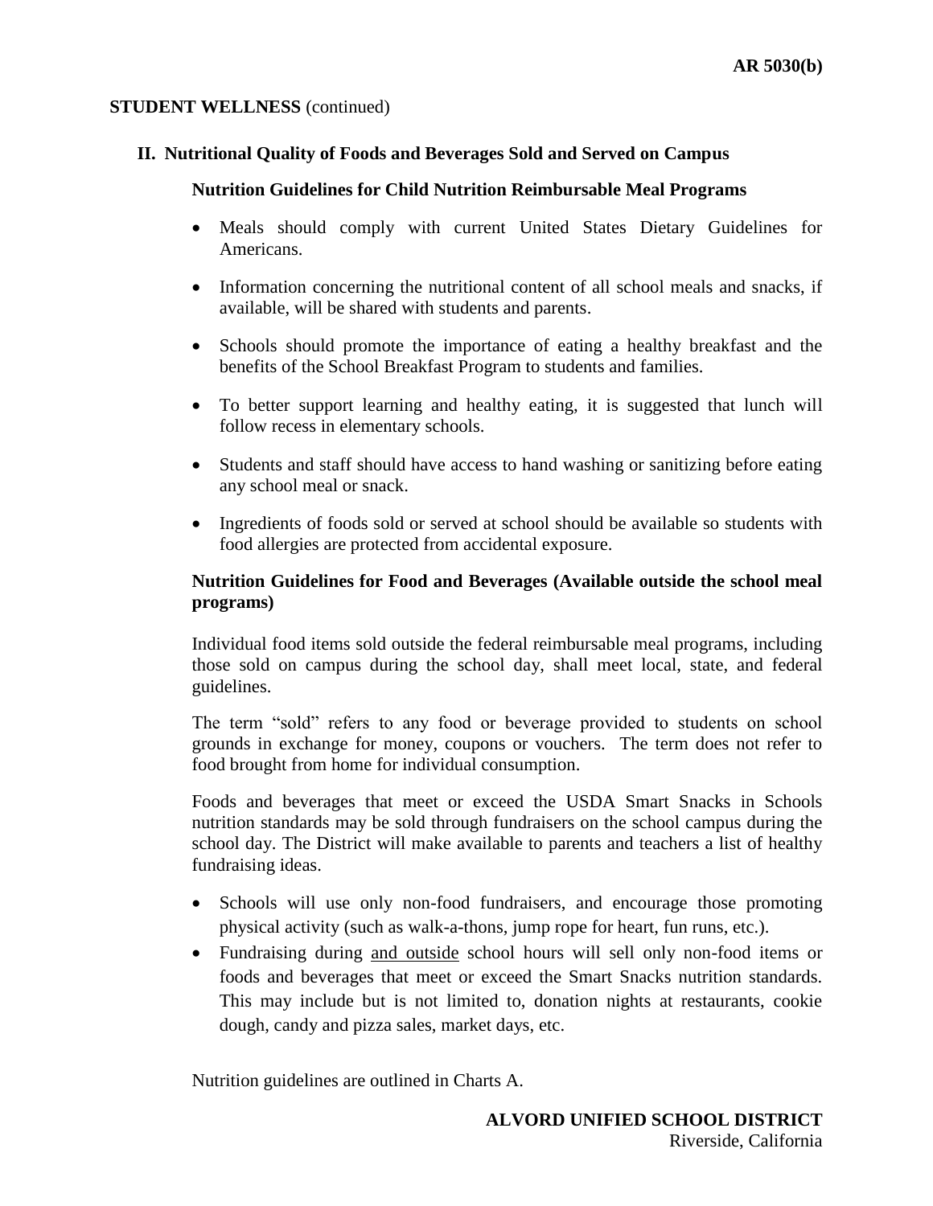**STUDENT WELLNESS** (continued)

## II. Nutritional Quality of Foods and Beverages Sold and Served on Campus

### Nutrition Guidelines for Child Nutrition Reimbursable Meal Programs

- Meals should comply with current United States Dietary Guidelines for Americans.
- Information concerning the nutritional content of all school meals and snacks, if available, will be shared with students and parents.
- Schools should promote the importance of eating a healthy breakfast and the benefits of the School Breakfast Program to students and families.
- To better support learning and healthy eating, it is suggested that lunch will follow recess in elementary schools.
- Students and staff should have access to hand washing or sanitizing before eating any school meal or snack.
- Ingredients of foods sold or served at school should be available so students with food allergies are protected from accidental exposure.

### Nutrition Guidelines for Food and Beverages (Available outside the school meal programs)

Individual food items sold outside the federal reimbursable meal programs, including those sold on campus during the school day, shall meet local, state, and federal guidelines.

The term "sold" refers to any food or beverage provided to students on school grounds in exchange for money, coupons or vouchers. The term does not refer to food brought from home for individual consumption.

Foods and beverages that meet or exceed the USDA Smart Snacks in Schools nutrition standards may be sold through fundraisers on the school campus during the school day. The District will make available to parents and teachers a list of healthy fundraising ideas.

- Schools will use only non-food fundraisers, and encourage those promoting physical activity (such as walk-a-thons, jump rope for heart, fun runs, etc.).
- Fundraising during and outside school hours will sell only non-food items or foods and beverages that meet or exceed the Smart Snacks nutrition standards. This may include but is not limited to, donation nights at restaurants, cookie dough, candy and pizza sales, market days, etc.

Nutrition guidelines are outlined in Charts A.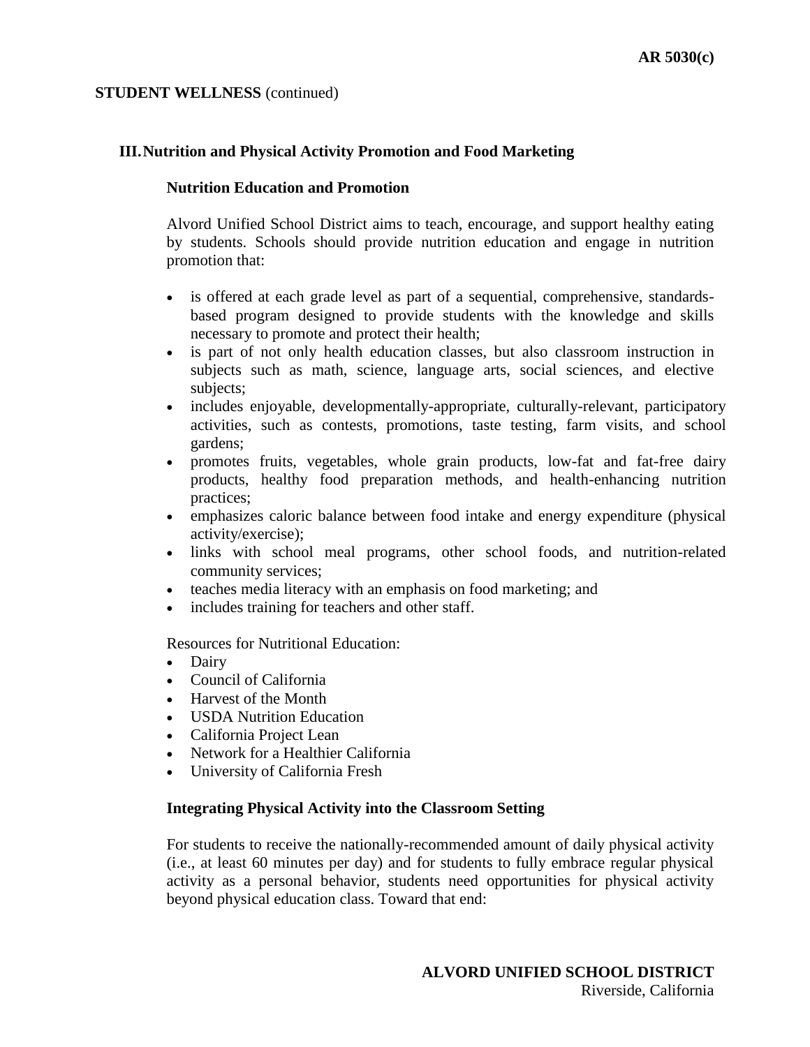## III. Nutrition and Physical Activity Promotion and Food Marketing

### Nutrition Education and Promotion

Alvord Unified School District aims to teach, encourage, and support healthy eating by students. Schools should provide nutrition education and engage in nutrition promotion that:

- is offered at each grade level as part of a sequential, comprehensive, standards-based program designed to provide students with the knowledge and skills necessary to promote and protect their health;
- is part of not only health education classes, but also classroom instruction in subjects such as math, science, language arts, social sciences, and elective subjects;
- includes enjoyable, developmentally-appropriate, culturally-relevant, participatory activities, such as contests, promotions, taste testing, farm visits, and school gardens;
- promotes fruits, vegetables, whole grain products, low-fat and fat-free dairy products, healthy food preparation methods, and health-enhancing nutrition practices;
- emphasizes caloric balance between food intake and energy expenditure (physical activity/exercise);
- links with school meal programs, other school foods, and nutrition-related community services;
- teaches media literacy with an emphasis on food marketing; and
- includes training for teachers and other staff.

Resources for Nutritional Education:

- Dairy
- Council of California
- Harvest of the Month
- USDA Nutrition Education
- California Project Lean
- Network for a Healthier California
- University of California Fresh

### Integrating Physical Activity into the Classroom Setting

For students to receive the nationally-recommended amount of daily physical activity (i.e., at least 60 minutes per day) and for students to fully embrace regular physical activity as a personal behavior, students need opportunities for physical activity beyond physical education class. Toward that end: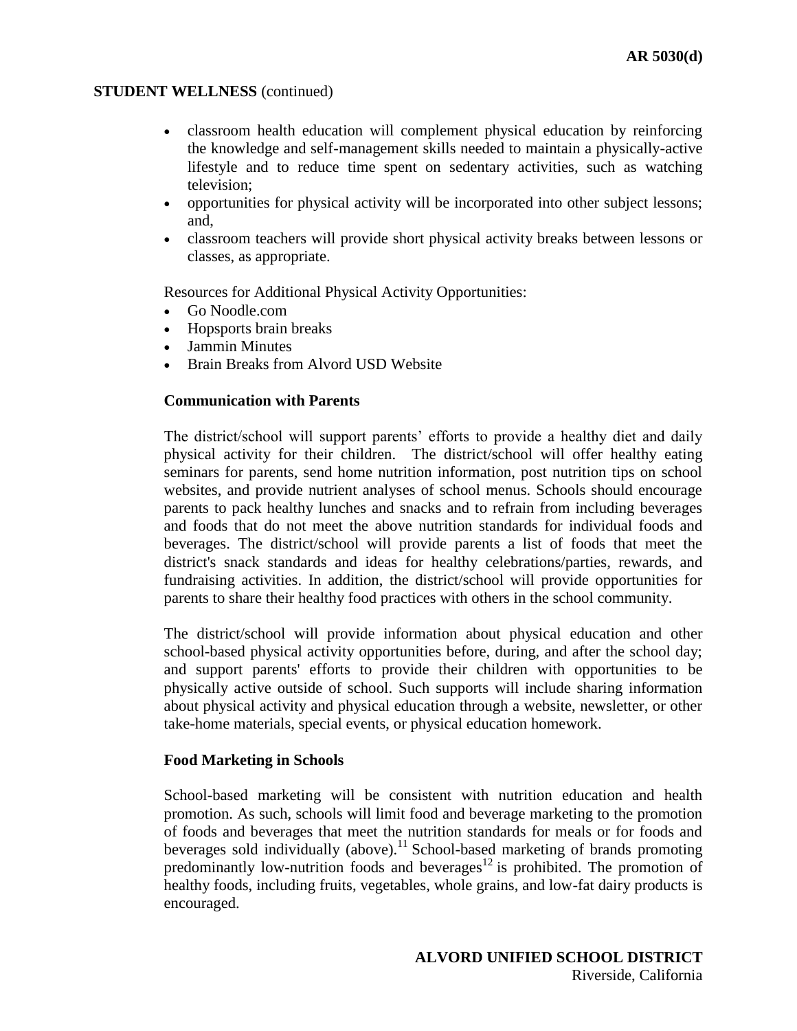- classroom health education will complement physical education by reinforcing the knowledge and self-management skills needed to maintain a physically-active lifestyle and to reduce time spent on sedentary activities, such as watching television;
- opportunities for physical activity will be incorporated into other subject lessons; and,
- classroom teachers will provide short physical activity breaks between lessons or classes, as appropriate.

Resources for Additional Physical Activity Opportunities:

- Go Noodle.com
- Hopsports brain breaks
- Jammin Minutes
- Brain Breaks from Alvord USD Website

**Communication with Parents**

The district/school will support parents' efforts to provide a healthy diet and daily physical activity for their children. The district/school will offer healthy eating seminars for parents, send home nutrition information, post nutrition tips on school websites, and provide nutrient analyses of school menus. Schools should encourage parents to pack healthy lunches and snacks and to refrain from including beverages and foods that do not meet the above nutrition standards for individual foods and beverages. The district/school will provide parents a list of foods that meet the district's snack standards and ideas for healthy celebrations/parties, rewards, and fundraising activities. In addition, the district/school will provide opportunities for parents to share their healthy food practices with others in the school community.

The district/school will provide information about physical education and other school-based physical activity opportunities before, during, and after the school day; and support parents' efforts to provide their children with opportunities to be physically active outside of school. Such supports will include sharing information about physical activity and physical education through a website, newsletter, or other take-home materials, special events, or physical education homework.

**Food Marketing in Schools**

School-based marketing will be consistent with nutrition education and health promotion. As such, schools will limit food and beverage marketing to the promotion of foods and beverages that meet the nutrition standards for meals or for foods and beverages sold individually (above).[11] School-based marketing of brands promoting predominantly low-nutrition foods and beverages[12] is prohibited. The promotion of healthy foods, including fruits, vegetables, whole grains, and low-fat dairy products is encouraged.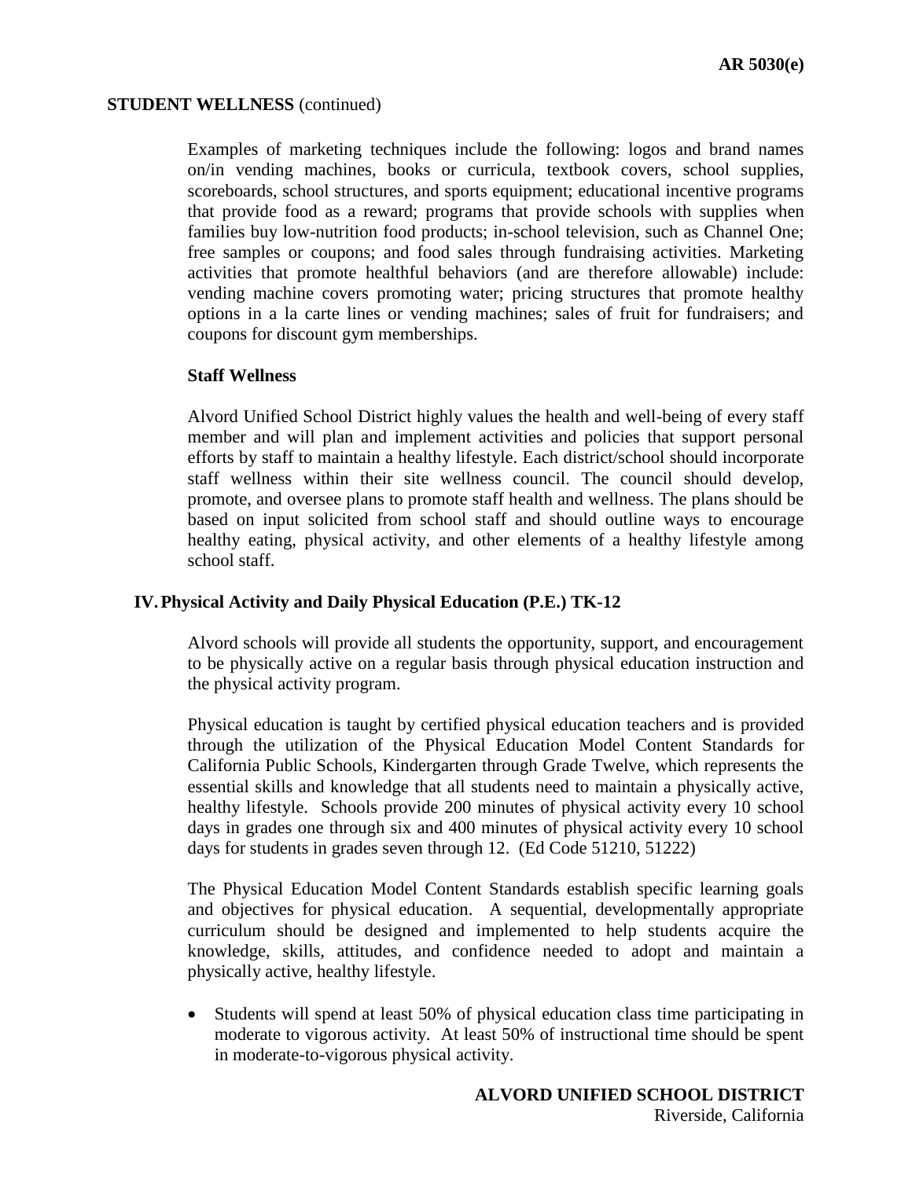Examples of marketing techniques include the following: logos and brand names on/in vending machines, books or curricula, textbook covers, school supplies, scoreboards, school structures, and sports equipment; educational incentive programs that provide food as a reward; programs that provide schools with supplies when families buy low-nutrition food products; in-school television, such as Channel One; free samples or coupons; and food sales through fundraising activities. Marketing activities that promote healthful behaviors (and are therefore allowable) include: vending machine covers promoting water; pricing structures that promote healthy options in a la carte lines or vending machines; sales of fruit for fundraisers; and coupons for discount gym memberships.

### Staff Wellness

Alvord Unified School District highly values the health and well-being of every staff member and will plan and implement activities and policies that support personal efforts by staff to maintain a healthy lifestyle. Each district/school should incorporate staff wellness within their site wellness council. The council should develop, promote, and oversee plans to promote staff health and wellness. The plans should be based on input solicited from school staff and should outline ways to encourage healthy eating, physical activity, and other elements of a healthy lifestyle among school staff.

## IV. Physical Activity and Daily Physical Education (P.E.) TK-12

Alvord schools will provide all students the opportunity, support, and encouragement to be physically active on a regular basis through physical education instruction and the physical activity program.

Physical education is taught by certified physical education teachers and is provided through the utilization of the Physical Education Model Content Standards for California Public Schools, Kindergarten through Grade Twelve, which represents the essential skills and knowledge that all students need to maintain a physically active, healthy lifestyle. Schools provide 200 minutes of physical activity every 10 school days in grades one through six and 400 minutes of physical activity every 10 school days for students in grades seven through 12. (Ed Code 51210, 51222)

The Physical Education Model Content Standards establish specific learning goals and objectives for physical education. A sequential, developmentally appropriate curriculum should be designed and implemented to help students acquire the knowledge, skills, attitudes, and confidence needed to adopt and maintain a physically active, healthy lifestyle.

- Students will spend at least 50% of physical education class time participating in moderate to vigorous activity. At least 50% of instructional time should be spent in moderate-to-vigorous physical activity.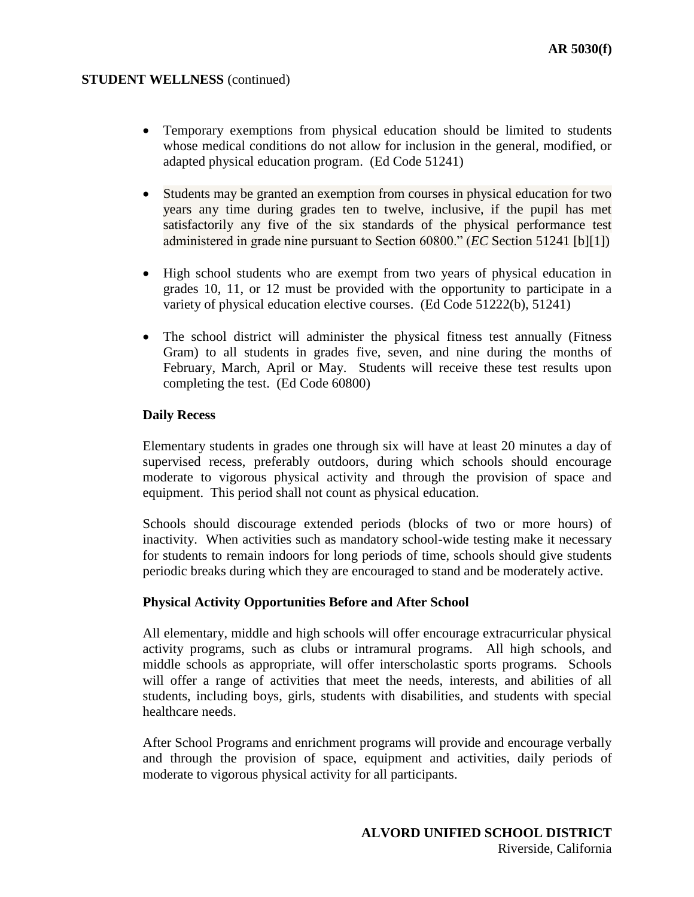- Temporary exemptions from physical education should be limited to students whose medical conditions do not allow for inclusion in the general, modified, or adapted physical education program. (Ed Code 51241)

- Students may be granted an exemption from courses in physical education for two years any time during grades ten to twelve, inclusive, if the pupil has met satisfactorily any five of the six standards of the physical performance test administered in grade nine pursuant to Section 60800." (*EC* Section 51241 [b][1])

- High school students who are exempt from two years of physical education in grades 10, 11, or 12 must be provided with the opportunity to participate in a variety of physical education elective courses. (Ed Code 51222(b), 51241)

- The school district will administer the physical fitness test annually (Fitness Gram) to all students in grades five, seven, and nine during the months of February, March, April or May. Students will receive these test results upon completing the test. (Ed Code 60800)

**Daily Recess**

Elementary students in grades one through six will have at least 20 minutes a day of supervised recess, preferably outdoors, during which schools should encourage moderate to vigorous physical activity and through the provision of space and equipment. This period shall not count as physical education.

Schools should discourage extended periods (blocks of two or more hours) of inactivity. When activities such as mandatory school-wide testing make it necessary for students to remain indoors for long periods of time, schools should give students periodic breaks during which they are encouraged to stand and be moderately active.

**Physical Activity Opportunities Before and After School**

All elementary, middle and high schools will offer encourage extracurricular physical activity programs, such as clubs or intramural programs. All high schools, and middle schools as appropriate, will offer interscholastic sports programs. Schools will offer a range of activities that meet the needs, interests, and abilities of all students, including boys, girls, students with disabilities, and students with special healthcare needs.

After School Programs and enrichment programs will provide and encourage verbally and through the provision of space, equipment and activities, daily periods of moderate to vigorous physical activity for all participants.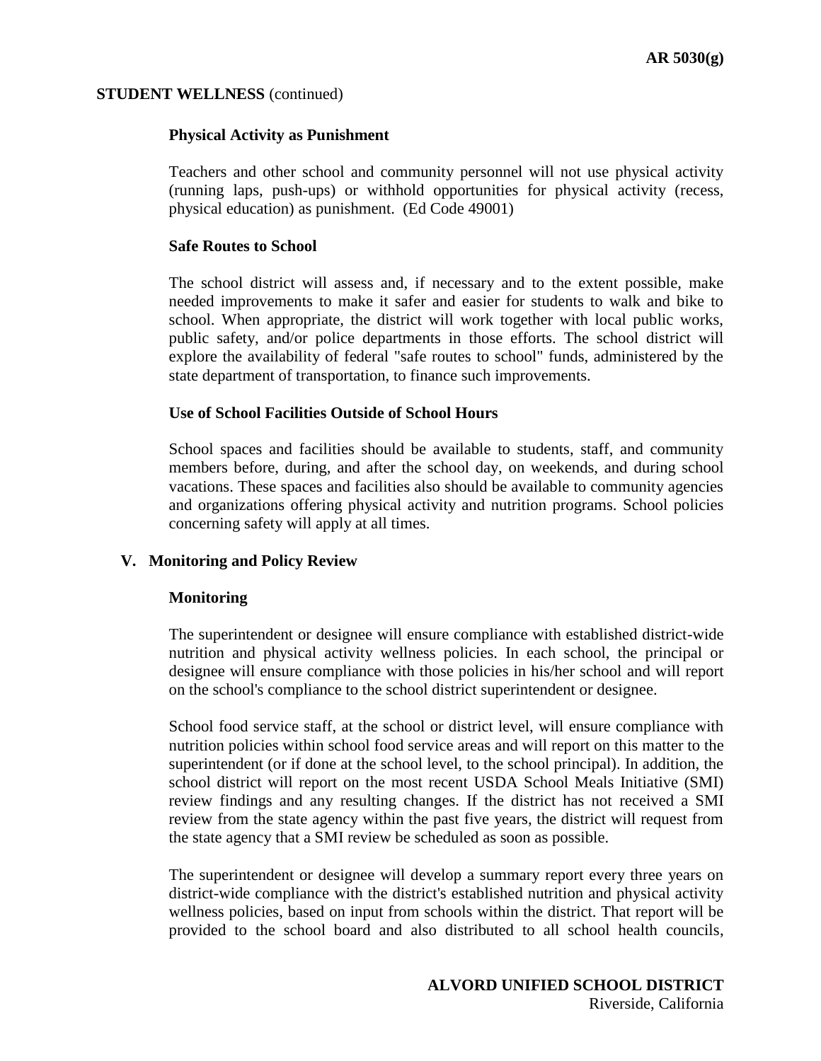**Physical Activity as Punishment**

Teachers and other school and community personnel will not use physical activity (running laps, push-ups) or withhold opportunities for physical activity (recess, physical education) as punishment. (Ed Code 49001)

**Safe Routes to School**

The school district will assess and, if necessary and to the extent possible, make needed improvements to make it safer and easier for students to walk and bike to school. When appropriate, the district will work together with local public works, public safety, and/or police departments in those efforts. The school district will explore the availability of federal "safe routes to school" funds, administered by the state department of transportation, to finance such improvements.

**Use of School Facilities Outside of School Hours**

School spaces and facilities should be available to students, staff, and community members before, during, and after the school day, on weekends, and during school vacations. These spaces and facilities also should be available to community agencies and organizations offering physical activity and nutrition programs. School policies concerning safety will apply at all times.

## V. Monitoring and Policy Review

**Monitoring**

The superintendent or designee will ensure compliance with established district-wide nutrition and physical activity wellness policies. In each school, the principal or designee will ensure compliance with those policies in his/her school and will report on the school's compliance to the school district superintendent or designee.

School food service staff, at the school or district level, will ensure compliance with nutrition policies within school food service areas and will report on this matter to the superintendent (or if done at the school level, to the school principal). In addition, the school district will report on the most recent USDA School Meals Initiative (SMI) review findings and any resulting changes. If the district has not received a SMI review from the state agency within the past five years, the district will request from the state agency that a SMI review be scheduled as soon as possible.

The superintendent or designee will develop a summary report every three years on district-wide compliance with the district's established nutrition and physical activity wellness policies, based on input from schools within the district. That report will be provided to the school board and also distributed to all school health councils,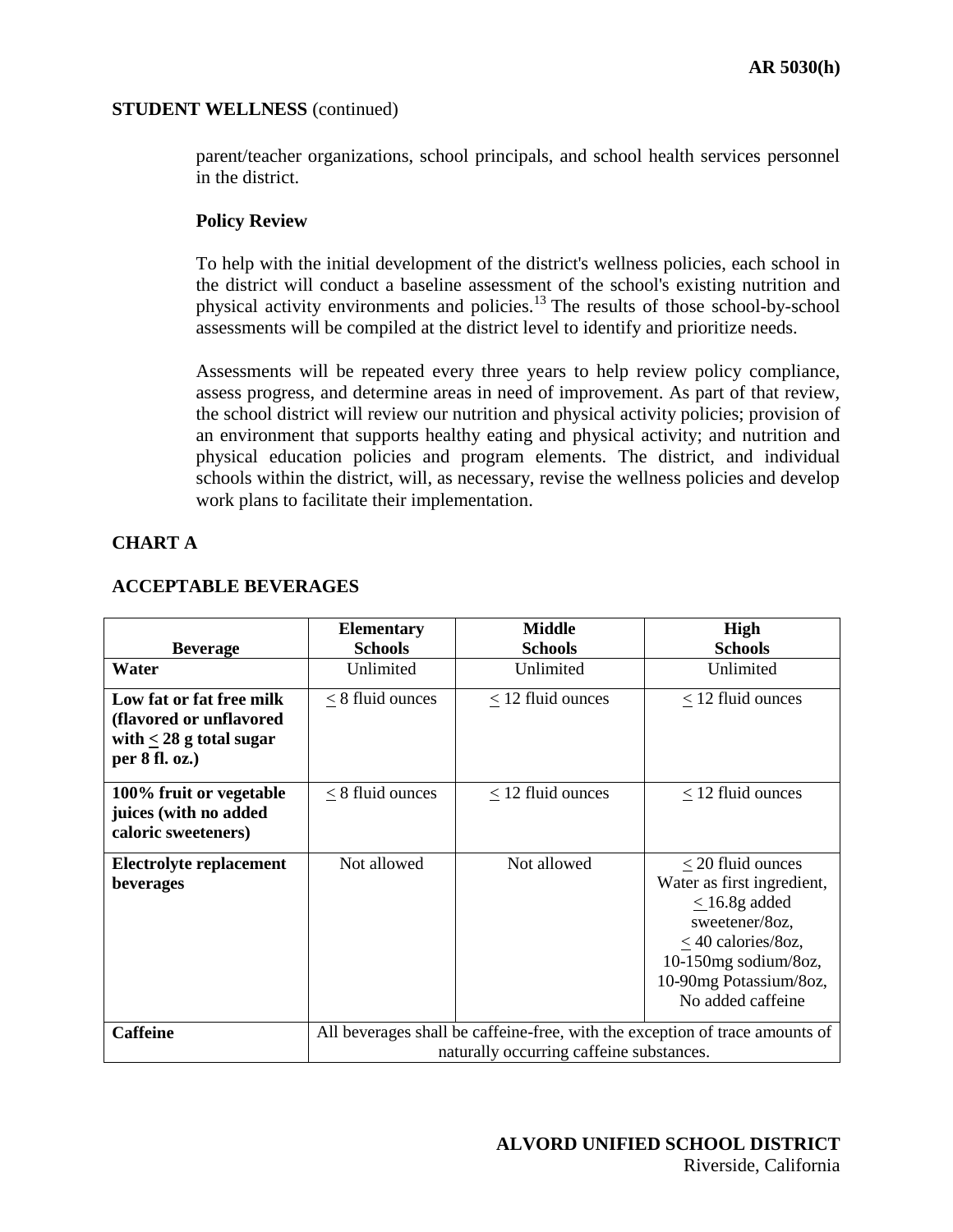**STUDENT WELLNESS** (continued)

parent/teacher organizations, school principals, and school health services personnel in the district.

**Policy Review**

To help with the initial development of the district's wellness policies, each school in the district will conduct a baseline assessment of the school's existing nutrition and physical activity environments and policies.[13] The results of those school-by-school assessments will be compiled at the district level to identify and prioritize needs.

Assessments will be repeated every three years to help review policy compliance, assess progress, and determine areas in need of improvement. As part of that review, the school district will review our nutrition and physical activity policies; provision of an environment that supports healthy eating and physical activity; and nutrition and physical education policies and program elements. The district, and individual schools within the district, will, as necessary, revise the wellness policies and develop work plans to facilitate their implementation.

## CHART A

## ACCEPTABLE BEVERAGES

| Beverage | Elementary Schools | Middle Schools | High Schools |
|---|---|---|---|
| **Water** | Unlimited | Unlimited | Unlimited |
| **Low fat or fat free milk (flavored or unflavored with ≤ 28 g total sugar per 8 fl. oz.)** | ≤ 8 fluid ounces | ≤ 12 fluid ounces | ≤ 12 fluid ounces |
| **100% fruit or vegetable juices (with no added caloric sweeteners)** | ≤ 8 fluid ounces | ≤ 12 fluid ounces | ≤ 12 fluid ounces |
| **Electrolyte replacement beverages** | Not allowed | Not allowed | ≤ 20 fluid ounces Water as first ingredient, ≤ 16.8g added sweetener/8oz, ≤ 40 calories/8oz, 10-150mg sodium/8oz, 10-90mg Potassium/8oz, No added caffeine |
| **Caffeine** | All beverages shall be caffeine-free, with the exception of trace amounts of naturally occurring caffeine substances. | | |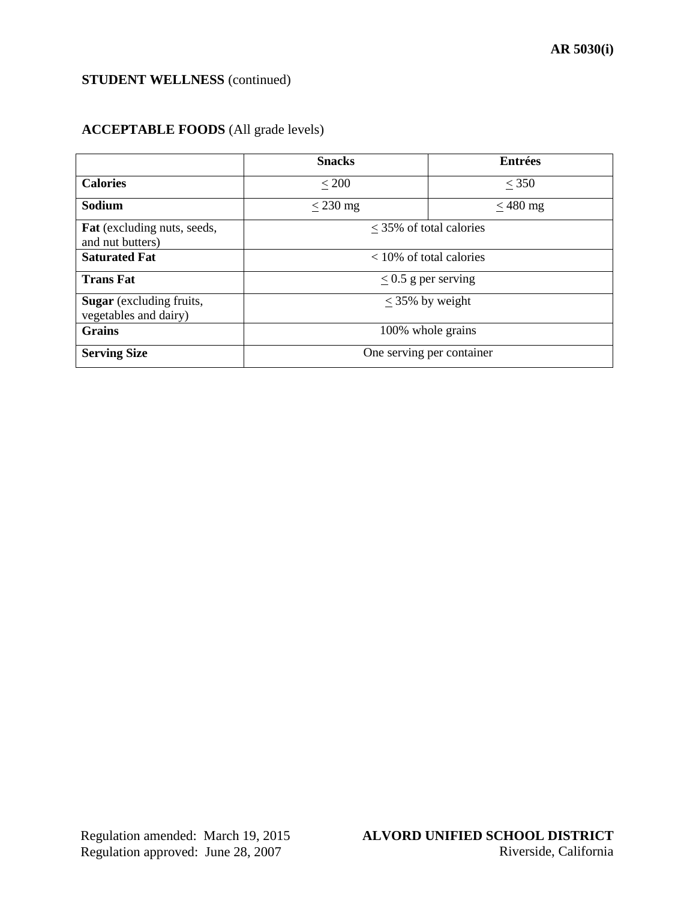**STUDENT WELLNESS** (continued)

**ACCEPTABLE FOODS** (All grade levels)

| | Snacks | Entrées |
|---|---|---|
| **Calories** | ≤ 200 | ≤ 350 |
| **Sodium** | ≤ 230 mg | ≤ 480 mg |
| **Fat** (excluding nuts, seeds, and nut butters) | ≤ 35% of total calories | |
| **Saturated Fat** | < 10% of total calories | |
| **Trans Fat** | ≤ 0.5 g per serving | |
| **Sugar** (excluding fruits, vegetables and dairy) | ≤ 35% by weight | |
| **Grains** | 100% whole grains | |
| **Serving Size** | One serving per container | |

Regulation amended: March 19, 2015
Regulation approved: June 28, 2007

**ALVORD UNIFIED SCHOOL DISTRICT**
Riverside, California